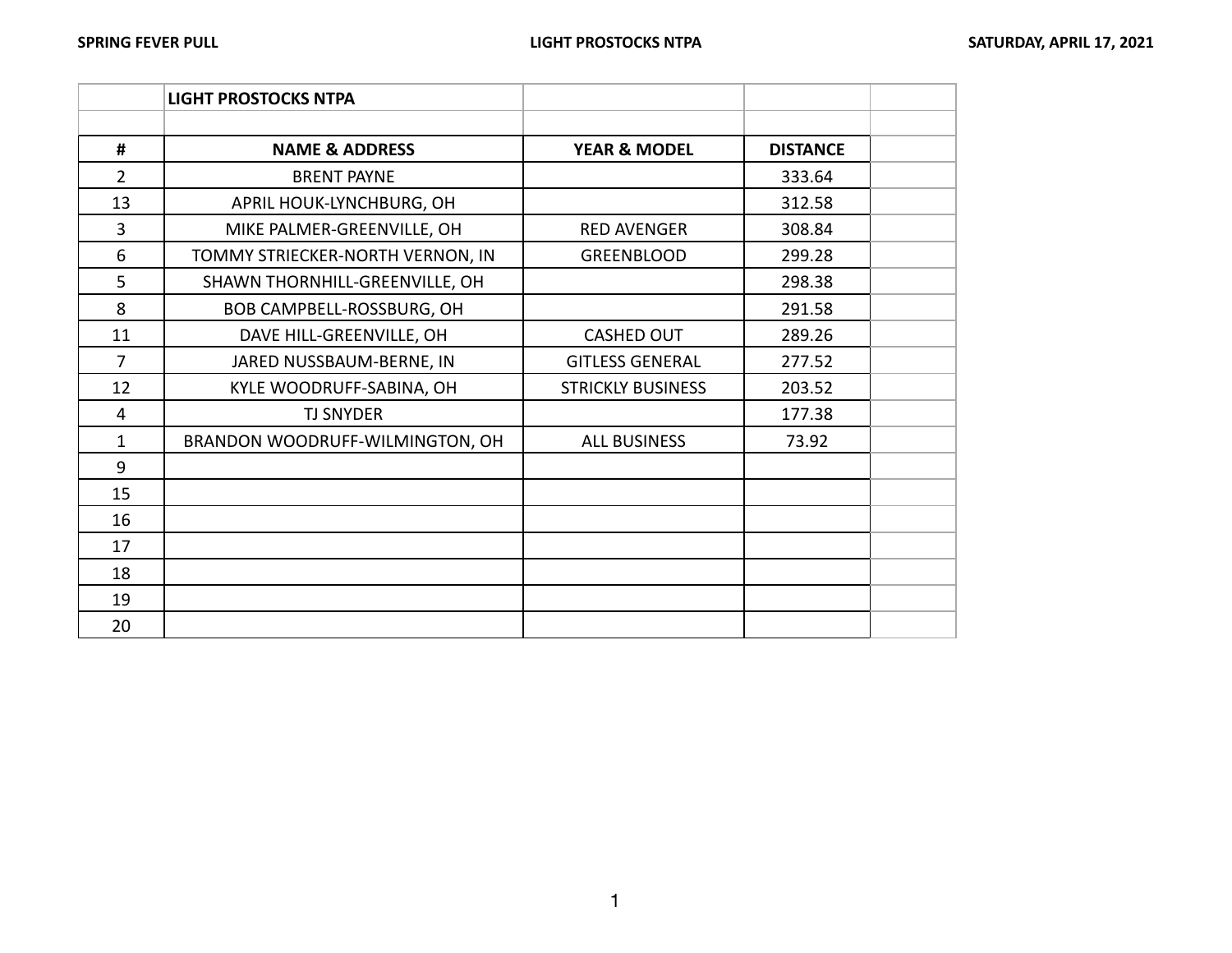SPRING FEVER PULL | LIGHT PROSTOCKS NTPA | SATURDAY, APRIL 17, 2021

**LIGHT PROSTOCKS NTPA**

| # | NAME & ADDRESS | YEAR & MODEL | DISTANCE | |
|---|---|---|---|---|
| 2 | BRENT PAYNE | | 333.64 | |
| 13 | APRIL HOUK-LYNCHBURG, OH | | 312.58 | |
| 3 | MIKE PALMER-GREENVILLE, OH | RED AVENGER | 308.84 | |
| 6 | TOMMY STRIECKER-NORTH VERNON, IN | GREENBLOOD | 299.28 | |
| 5 | SHAWN THORNHILL-GREENVILLE, OH | | 298.38 | |
| 8 | BOB CAMPBELL-ROSSBURG, OH | | 291.58 | |
| 11 | DAVE HILL-GREENVILLE, OH | CASHED OUT | 289.26 | |
| 7 | JARED NUSSBAUM-BERNE, IN | GITLESS GENERAL | 277.52 | |
| 12 | KYLE WOODRUFF-SABINA, OH | STRICKLY BUSINESS | 203.52 | |
| 4 | TJ SNYDER | | 177.38 | |
| 1 | BRANDON WOODRUFF-WILMINGTON, OH | ALL BUSINESS | 73.92 | |
| 9 | | | | |
| 15 | | | | |
| 16 | | | | |
| 17 | | | | |
| 18 | | | | |
| 19 | | | | |
| 20 | | | | |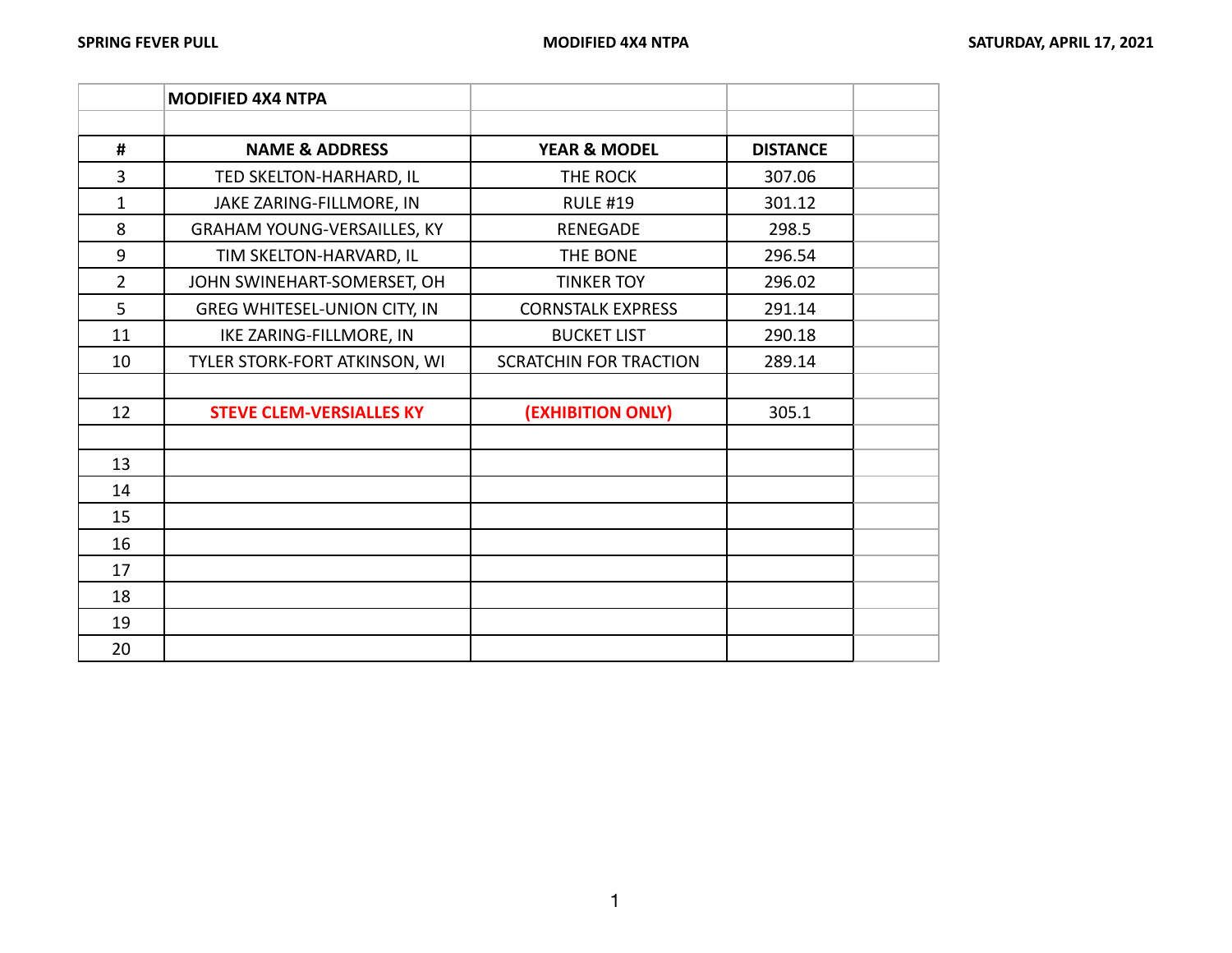| # | NAME & ADDRESS | YEAR & MODEL | DISTANCE | |
|---|---|---|---|---|
| | **MODIFIED 4X4 NTPA** | | | |
| 3 | TED SKELTON-HARHARD, IL | THE ROCK | 307.06 | |
| 1 | JAKE ZARING-FILLMORE, IN | RULE #19 | 301.12 | |
| 8 | GRAHAM YOUNG-VERSAILLES, KY | RENEGADE | 298.5 | |
| 9 | TIM SKELTON-HARVARD, IL | THE BONE | 296.54 | |
| 2 | JOHN SWINEHART-SOMERSET, OH | TINKER TOY | 296.02 | |
| 5 | GREG WHITESEL-UNION CITY, IN | CORNSTALK EXPRESS | 291.14 | |
| 11 | IKE ZARING-FILLMORE, IN | BUCKET LIST | 290.18 | |
| 10 | TYLER STORK-FORT ATKINSON, WI | SCRATCHIN FOR TRACTION | 289.14 | |
| | | | | |
| 12 | **STEVE CLEM-VERSIALLES KY** | **(EXHIBITION ONLY)** | 305.1 | |
| | | | | |
| 13 | | | | |
| 14 | | | | |
| 15 | | | | |
| 16 | | | | |
| 17 | | | | |
| 18 | | | | |
| 19 | | | | |
| 20 | | | | |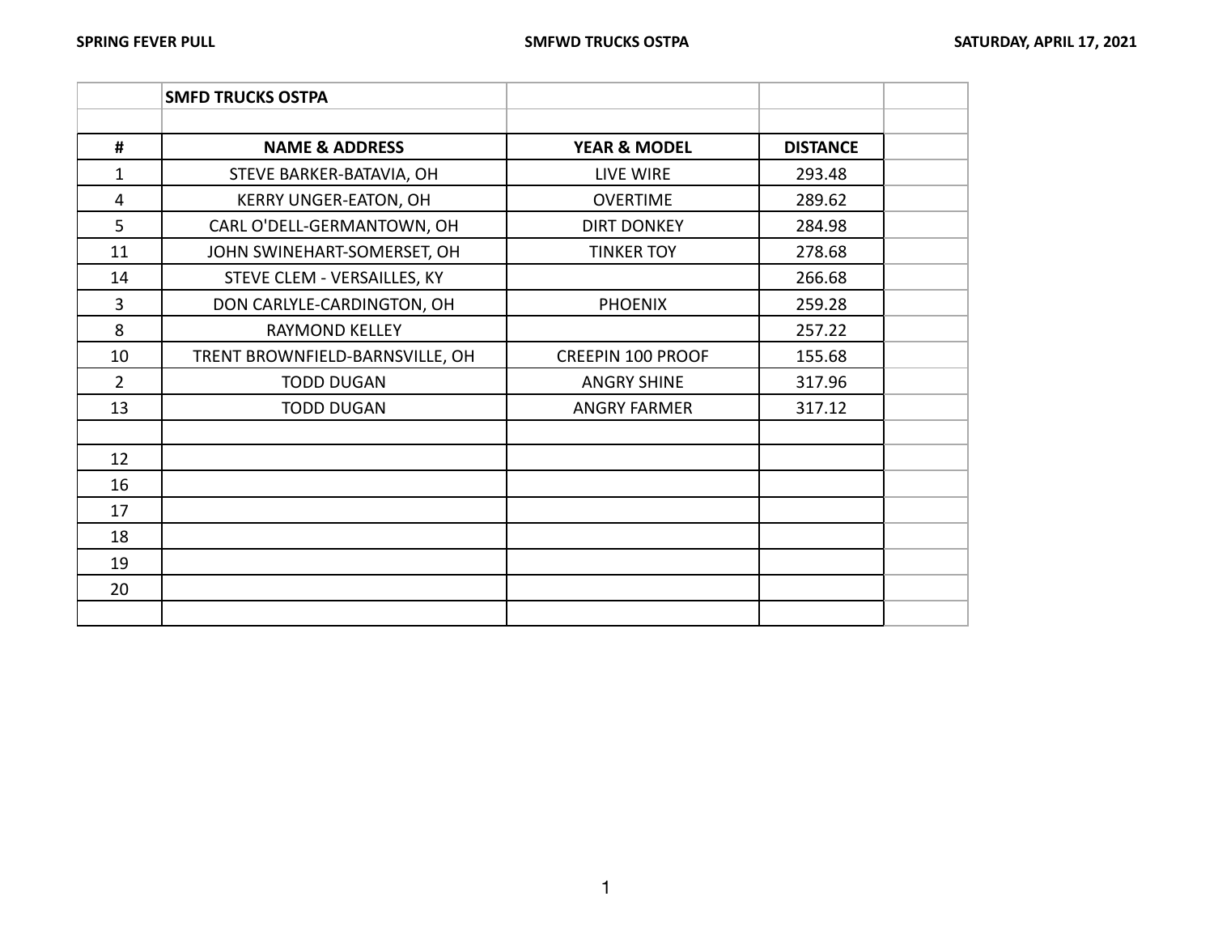| | SMFD TRUCKS OSTPA | | | |
|---|---|---|---|---|
| | | | | |
| # | NAME & ADDRESS | YEAR & MODEL | DISTANCE | |
| 1 | STEVE BARKER-BATAVIA, OH | LIVE WIRE | 293.48 | |
| 4 | KERRY UNGER-EATON, OH | OVERTIME | 289.62 | |
| 5 | CARL O'DELL-GERMANTOWN, OH | DIRT DONKEY | 284.98 | |
| 11 | JOHN SWINEHART-SOMERSET, OH | TINKER TOY | 278.68 | |
| 14 | STEVE CLEM - VERSAILLES, KY | | 266.68 | |
| 3 | DON CARLYLE-CARDINGTON, OH | PHOENIX | 259.28 | |
| 8 | RAYMOND KELLEY | | 257.22 | |
| 10 | TRENT BROWNFIELD-BARNSVILLE, OH | CREEPIN 100 PROOF | 155.68 | |
| 2 | TODD DUGAN | ANGRY SHINE | 317.96 | |
| 13 | TODD DUGAN | ANGRY FARMER | 317.12 | |
| | | | | |
| 12 | | | | |
| 16 | | | | |
| 17 | | | | |
| 18 | | | | |
| 19 | | | | |
| 20 | | | | |
| | | | | |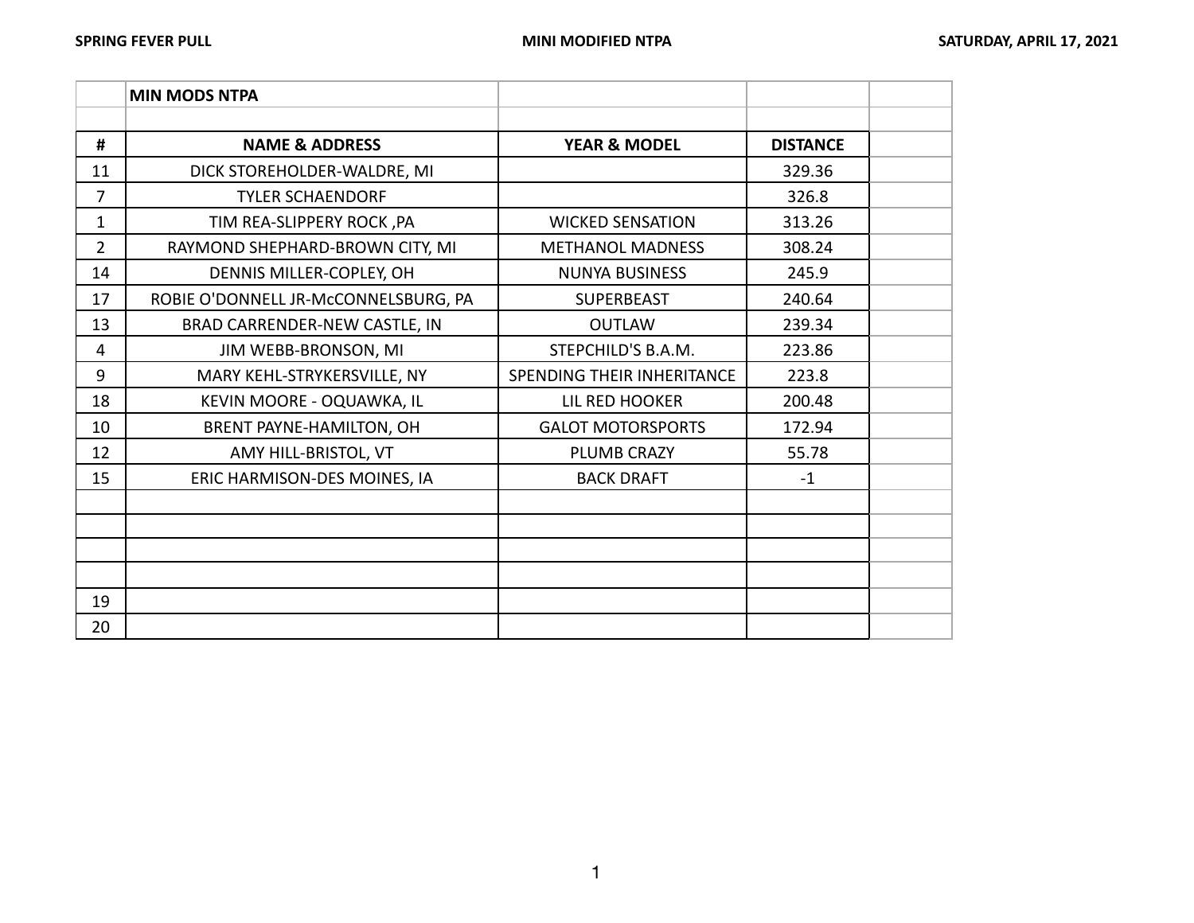| | MIN MODS NTPA | | | |
|---|---|---|---|---|
| | | | | |
| # | NAME & ADDRESS | YEAR & MODEL | DISTANCE | |
| 11 | DICK STOREHOLDER-WALDRE, MI | | 329.36 | |
| 7 | TYLER SCHAENDORF | | 326.8 | |
| 1 | TIM REA-SLIPPERY ROCK ,PA | WICKED SENSATION | 313.26 | |
| 2 | RAYMOND SHEPHARD-BROWN CITY, MI | METHANOL MADNESS | 308.24 | |
| 14 | DENNIS MILLER-COPLEY, OH | NUNYA BUSINESS | 245.9 | |
| 17 | ROBIE O'DONNELL JR-McCONNELSBURG, PA | SUPERBEAST | 240.64 | |
| 13 | BRAD CARRENDER-NEW CASTLE, IN | OUTLAW | 239.34 | |
| 4 | JIM WEBB-BRONSON, MI | STEPCHILD'S B.A.M. | 223.86 | |
| 9 | MARY KEHL-STRYKERSVILLE, NY | SPENDING THEIR INHERITANCE | 223.8 | |
| 18 | KEVIN MOORE - OQUAWKA, IL | LIL RED HOOKER | 200.48 | |
| 10 | BRENT PAYNE-HAMILTON, OH | GALOT MOTORSPORTS | 172.94 | |
| 12 | AMY HILL-BRISTOL, VT | PLUMB CRAZY | 55.78 | |
| 15 | ERIC HARMISON-DES MOINES, IA | BACK DRAFT | -1 | |
| | | | | |
| | | | | |
| | | | | |
| | | | | |
| 19 | | | | |
| 20 | | | | |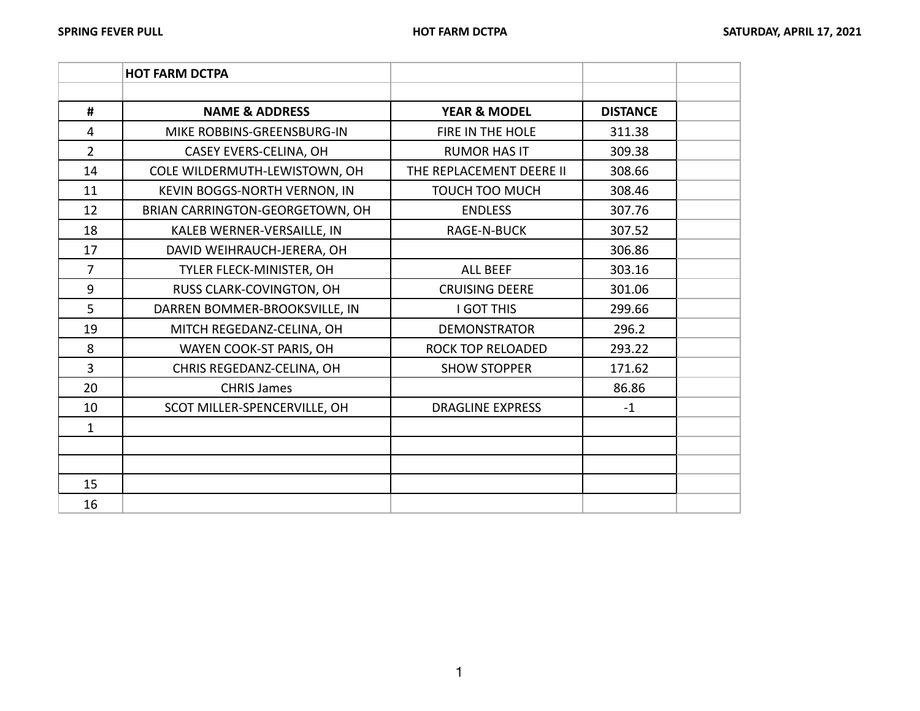| | HOT FARM DCTPA | | | |
|---|---|---|---|---|
| | | | | |
| **#** | **NAME & ADDRESS** | **YEAR & MODEL** | **DISTANCE** | |
| 4 | MIKE ROBBINS-GREENSBURG-IN | FIRE IN THE HOLE | 311.38 | |
| 2 | CASEY EVERS-CELINA, OH | RUMOR HAS IT | 309.38 | |
| 14 | COLE WILDERMUTH-LEWISTOWN, OH | THE REPLACEMENT DEERE II | 308.66 | |
| 11 | KEVIN BOGGS-NORTH VERNON, IN | TOUCH TOO MUCH | 308.46 | |
| 12 | BRIAN CARRINGTON-GEORGETOWN, OH | ENDLESS | 307.76 | |
| 18 | KALEB WERNER-VERSAILLE, IN | RAGE-N-BUCK | 307.52 | |
| 17 | DAVID WEIHRAUCH-JERERA, OH | | 306.86 | |
| 7 | TYLER FLECK-MINISTER, OH | ALL BEEF | 303.16 | |
| 9 | RUSS CLARK-COVINGTON, OH | CRUISING DEERE | 301.06 | |
| 5 | DARREN BOMMER-BROOKSVILLE, IN | I GOT THIS | 299.66 | |
| 19 | MITCH REGEDANZ-CELINA, OH | DEMONSTRATOR | 296.2 | |
| 8 | WAYEN COOK-ST PARIS, OH | ROCK TOP RELOADED | 293.22 | |
| 3 | CHRIS REGEDANZ-CELINA, OH | SHOW STOPPER | 171.62 | |
| 20 | CHRIS James | | 86.86 | |
| 10 | SCOT MILLER-SPENCERVILLE, OH | DRAGLINE EXPRESS | -1 | |
| 1 | | | | |
| | | | | |
| | | | | |
| 15 | | | | |
| 16 | | | | |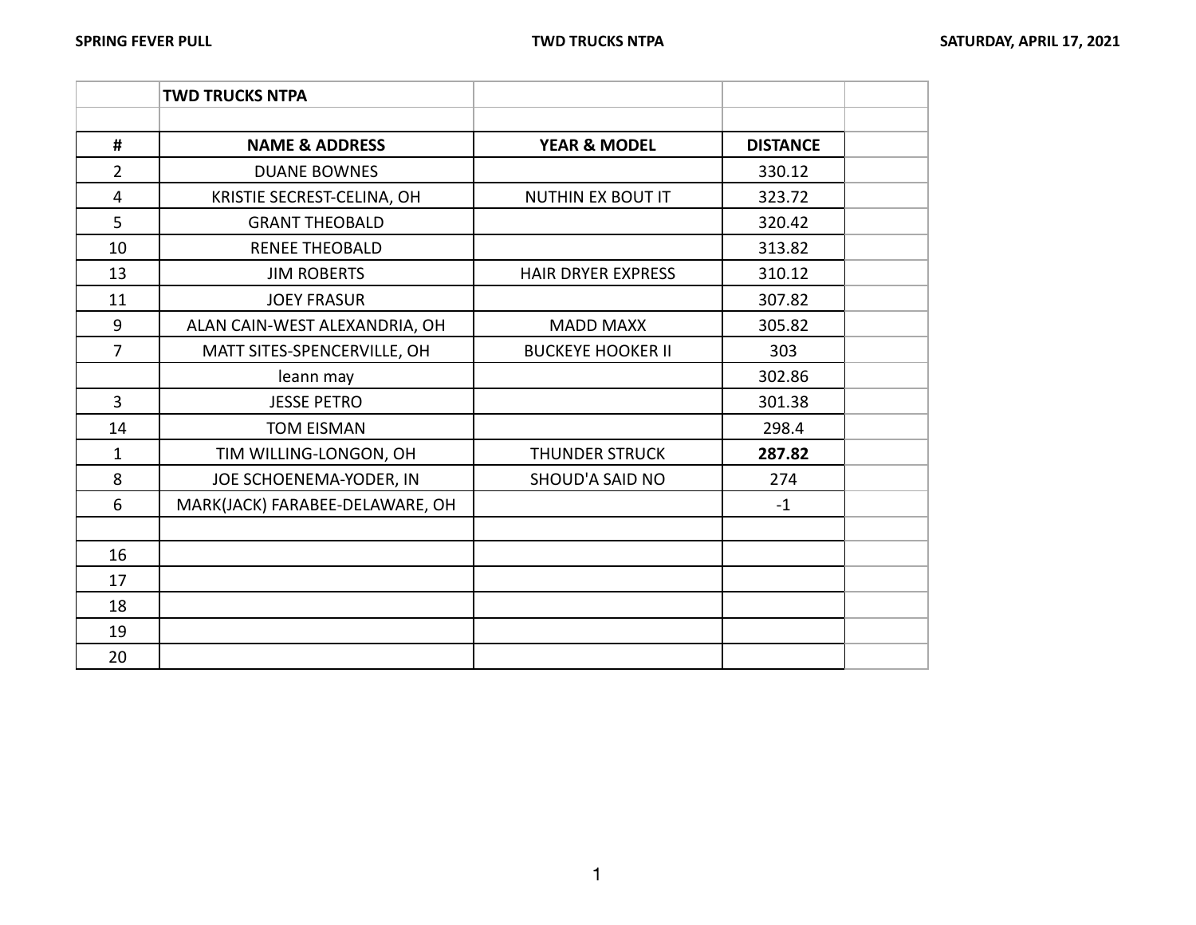| | TWD TRUCKS NTPA | | | |
|---|---|---|---|---|
| | | | | |
| # | NAME & ADDRESS | YEAR & MODEL | DISTANCE | |
| 2 | DUANE BOWNES | | 330.12 | |
| 4 | KRISTIE SECREST-CELINA, OH | NUTHIN EX BOUT IT | 323.72 | |
| 5 | GRANT THEOBALD | | 320.42 | |
| 10 | RENEE THEOBALD | | 313.82 | |
| 13 | JIM ROBERTS | HAIR DRYER EXPRESS | 310.12 | |
| 11 | JOEY FRASUR | | 307.82 | |
| 9 | ALAN CAIN-WEST ALEXANDRIA, OH | MADD MAXX | 305.82 | |
| 7 | MATT SITES-SPENCERVILLE, OH | BUCKEYE HOOKER II | 303 | |
| | leann may | | 302.86 | |
| 3 | JESSE PETRO | | 301.38 | |
| 14 | TOM EISMAN | | 298.4 | |
| 1 | TIM WILLING-LONGON, OH | THUNDER STRUCK | **287.82** | |
| 8 | JOE SCHOENEMA-YODER, IN | SHOUD'A SAID NO | 274 | |
| 6 | MARK(JACK) FARABEE-DELAWARE, OH | | -1 | |
| | | | | |
| 16 | | | | |
| 17 | | | | |
| 18 | | | | |
| 19 | | | | |
| 20 | | | | |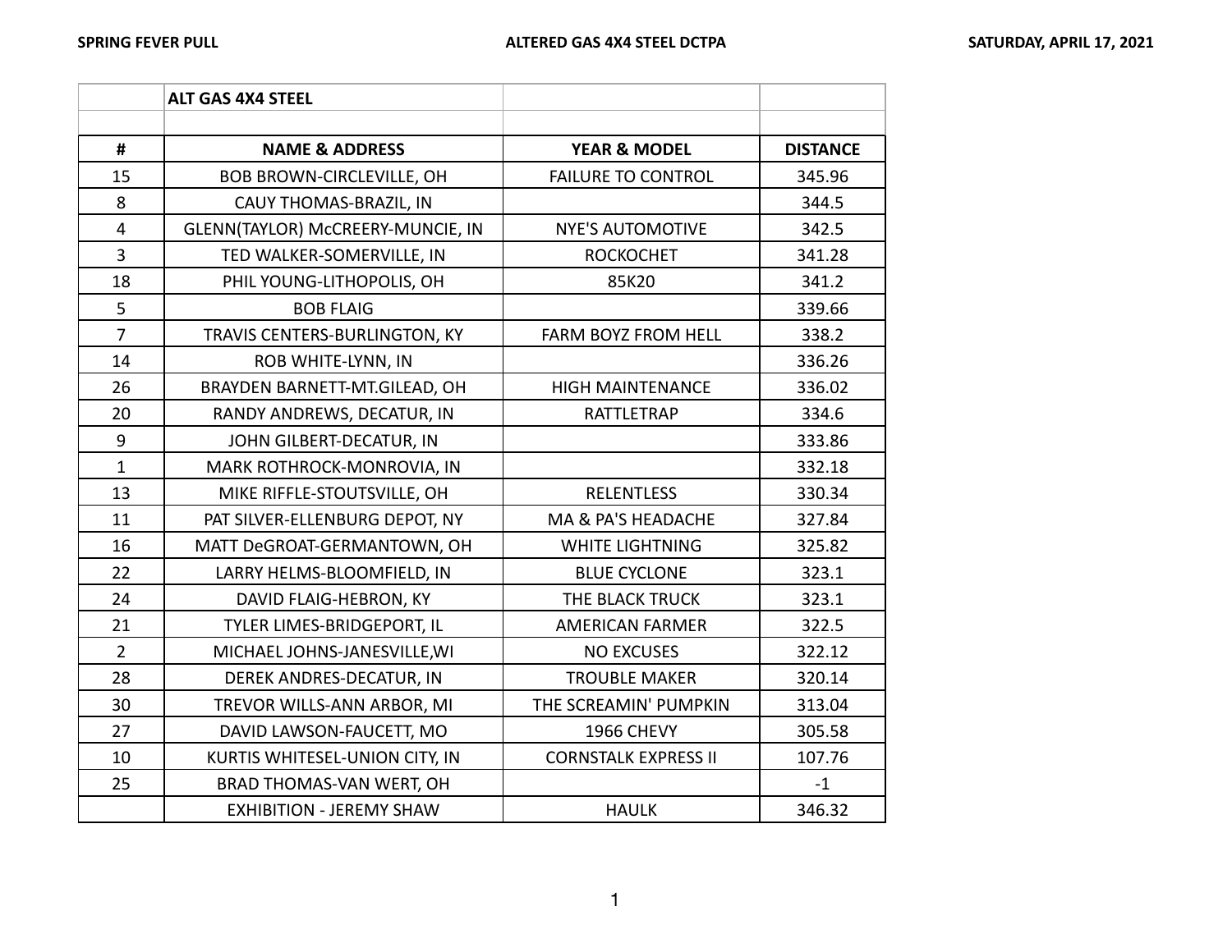| # | NAME & ADDRESS | YEAR & MODEL | DISTANCE |
|---|---|---|---|
| | ALT GAS 4X4 STEEL | | |
| | | | |
| 15 | BOB BROWN-CIRCLEVILLE, OH | FAILURE TO CONTROL | 345.96 |
| 8 | CAUY THOMAS-BRAZIL, IN | | 344.5 |
| 4 | GLENN(TAYLOR) McCREERY-MUNCIE, IN | NYE'S AUTOMOTIVE | 342.5 |
| 3 | TED WALKER-SOMERVILLE, IN | ROCKOCHET | 341.28 |
| 18 | PHIL YOUNG-LITHOPOLIS, OH | 85K20 | 341.2 |
| 5 | BOB FLAIG | | 339.66 |
| 7 | TRAVIS CENTERS-BURLINGTON, KY | FARM BOYZ FROM HELL | 338.2 |
| 14 | ROB WHITE-LYNN, IN | | 336.26 |
| 26 | BRAYDEN BARNETT-MT.GILEAD, OH | HIGH MAINTENANCE | 336.02 |
| 20 | RANDY ANDREWS, DECATUR, IN | RATTLETRAP | 334.6 |
| 9 | JOHN GILBERT-DECATUR, IN | | 333.86 |
| 1 | MARK ROTHROCK-MONROVIA, IN | | 332.18 |
| 13 | MIKE RIFFLE-STOUTSVILLE, OH | RELENTLESS | 330.34 |
| 11 | PAT SILVER-ELLENBURG DEPOT, NY | MA & PA'S HEADACHE | 327.84 |
| 16 | MATT DeGROAT-GERMANTOWN, OH | WHITE LIGHTNING | 325.82 |
| 22 | LARRY HELMS-BLOOMFIELD, IN | BLUE CYCLONE | 323.1 |
| 24 | DAVID FLAIG-HEBRON, KY | THE BLACK TRUCK | 323.1 |
| 21 | TYLER LIMES-BRIDGEPORT, IL | AMERICAN FARMER | 322.5 |
| 2 | MICHAEL JOHNS-JANESVILLE,WI | NO EXCUSES | 322.12 |
| 28 | DEREK ANDRES-DECATUR, IN | TROUBLE MAKER | 320.14 |
| 30 | TREVOR WILLS-ANN ARBOR, MI | THE SCREAMIN' PUMPKIN | 313.04 |
| 27 | DAVID LAWSON-FAUCETT, MO | 1966 CHEVY | 305.58 |
| 10 | KURTIS WHITESEL-UNION CITY, IN | CORNSTALK EXPRESS II | 107.76 |
| 25 | BRAD THOMAS-VAN WERT, OH | | -1 |
| | EXHIBITION - JEREMY SHAW | HAULK | 346.32 |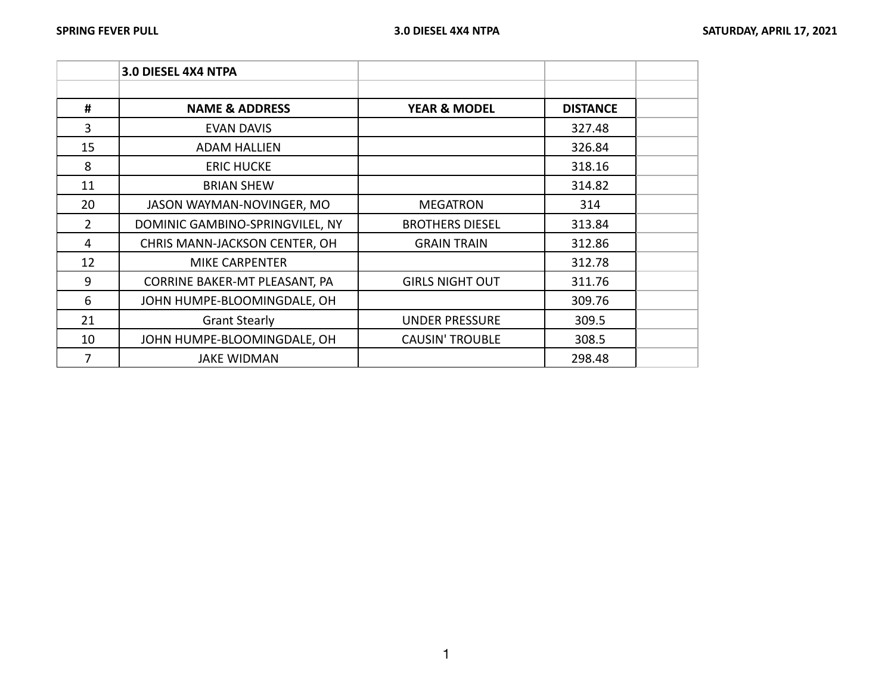| | 3.0 DIESEL 4X4 NTPA | | | |
|---|---|---|---|---|
| | | | | |
| **#** | **NAME & ADDRESS** | **YEAR & MODEL** | **DISTANCE** | |
| 3 | EVAN DAVIS | | 327.48 | |
| 15 | ADAM HALLIEN | | 326.84 | |
| 8 | ERIC HUCKE | | 318.16 | |
| 11 | BRIAN SHEW | | 314.82 | |
| 20 | JASON WAYMAN-NOVINGER, MO | MEGATRON | 314 | |
| 2 | DOMINIC GAMBINO-SPRINGVILEL, NY | BROTHERS DIESEL | 313.84 | |
| 4 | CHRIS MANN-JACKSON CENTER, OH | GRAIN TRAIN | 312.86 | |
| 12 | MIKE CARPENTER | | 312.78 | |
| 9 | CORRINE BAKER-MT PLEASANT, PA | GIRLS NIGHT OUT | 311.76 | |
| 6 | JOHN HUMPE-BLOOMINGDALE, OH | | 309.76 | |
| 21 | Grant Stearly | UNDER PRESSURE | 309.5 | |
| 10 | JOHN HUMPE-BLOOMINGDALE, OH | CAUSIN' TROUBLE | 308.5 | |
| 7 | JAKE WIDMAN | | 298.48 | |